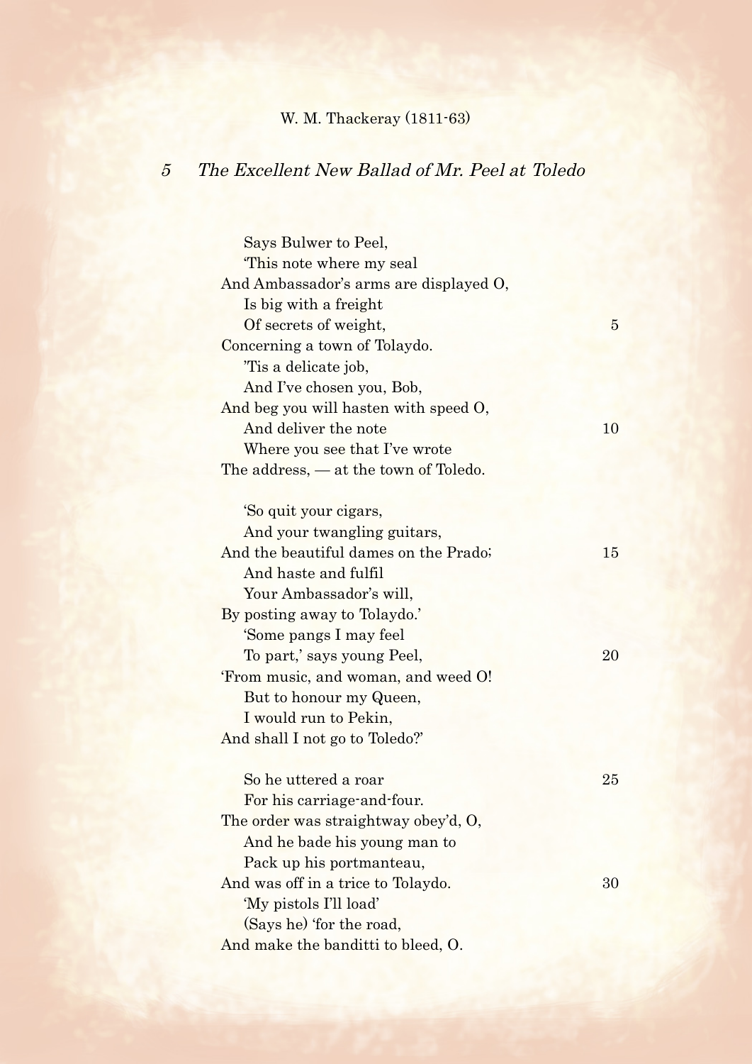W. M. Thackeray (1811-63)

## 5 *The Excellent New Ballad of Mr. Peel at Toledo*

  Says Bulwer to Peel,  
  'This note where my seal  
And Ambassador's arms are displayed O,  
  Is big with a freight  
  Of secrets of weight, 5  
Concerning a town of Tolaydo.  
  'Tis a delicate job,  
  And I've chosen you, Bob,  
And beg you will hasten with speed O,  
  And deliver the note 10  
  Where you see that I've wrote  
The address, — at the town of Toledo.

  'So quit your cigars,  
  And your twangling guitars,  
And the beautiful dames on the Prado; 15  
  And haste and fulfil  
  Your Ambassador's will,  
By posting away to Tolaydo.'  
  'Some pangs I may feel  
  To part,' says young Peel, 20  
'From music, and woman, and weed O!  
  But to honour my Queen,  
  I would run to Pekin,  
And shall I not go to Toledo?'

  So he uttered a roar 25  
  For his carriage-and-four.  
The order was straightway obey'd, O,  
  And he bade his young man to  
  Pack up his portmanteau,  
And was off in a trice to Tolaydo. 30  
  'My pistols I'll load'  
  (Says he) 'for the road,  
And make the banditti to bleed, O.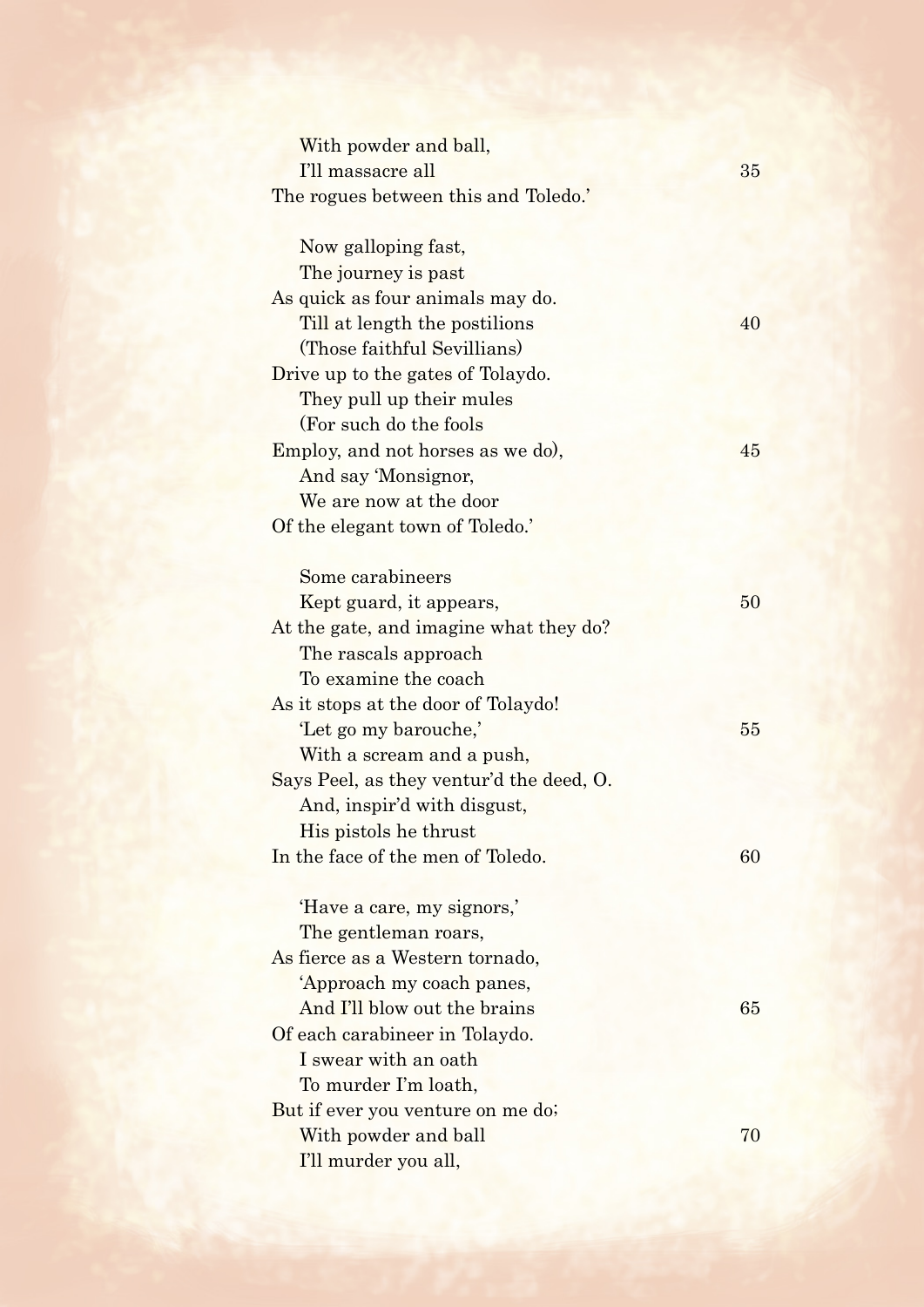With powder and ball,  
I'll massacre all  
The rogues between this and Toledo.'

Now galloping fast,  
The journey is past  
As quick as four animals may do.  
Till at length the postilions  
(Those faithful Sevillians)  
Drive up to the gates of Tolaydo.  
They pull up their mules  
(For such do the fools  
Employ, and not horses as we do),  
And say 'Monsignor,  
We are now at the door  
Of the elegant town of Toledo.'

Some carabineers  
Kept guard, it appears,  
At the gate, and imagine what they do?  
The rascals approach  
To examine the coach  
As it stops at the door of Tolaydo!  
'Let go my barouche,'  
With a scream and a push,  
Says Peel, as they ventur'd the deed, O.  
And, inspir'd with disgust,  
His pistols he thrust  
In the face of the men of Toledo.

'Have a care, my signors,'  
The gentleman roars,  
As fierce as a Western tornado,  
'Approach my coach panes,  
And I'll blow out the brains  
Of each carabineer in Tolaydo.  
I swear with an oath  
To murder I'm loath,  
But if ever you venture on me do;  
With powder and ball  
I'll murder you all,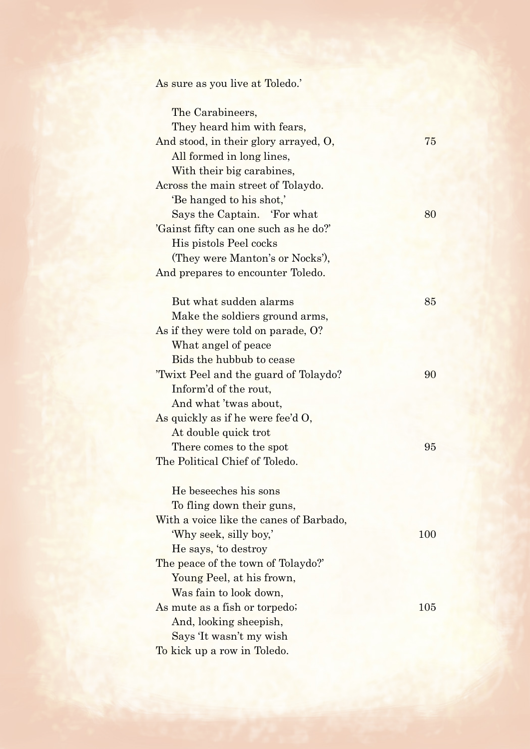As sure as you live at Toledo.'

The Carabineers,
They heard him with fears,
And stood, in their glory arrayed, O, 75
All formed in long lines,
With their big carabines,
Across the main street of Tolaydo.
'Be hanged to his shot,'
Says the Captain. 'For what 80
'Gainst fifty can one such as he do?'
His pistols Peel cocks
(They were Manton's or Nocks'),
And prepares to encounter Toledo.

But what sudden alarms 85
Make the soldiers ground arms,
As if they were told on parade, O?
What angel of peace
Bids the hubbub to cease
'Twixt Peel and the guard of Tolaydo? 90
Inform'd of the rout,
And what 'twas about,
As quickly as if he were fee'd O,
At double quick trot
There comes to the spot 95
The Political Chief of Toledo.

He beseeches his sons
To fling down their guns,
With a voice like the canes of Barbado,
'Why seek, silly boy,' 100
He says, 'to destroy
The peace of the town of Tolaydo?'
Young Peel, at his frown,
Was fain to look down,
As mute as a fish or torpedo; 105
And, looking sheepish,
Says 'It wasn't my wish
To kick up a row in Toledo.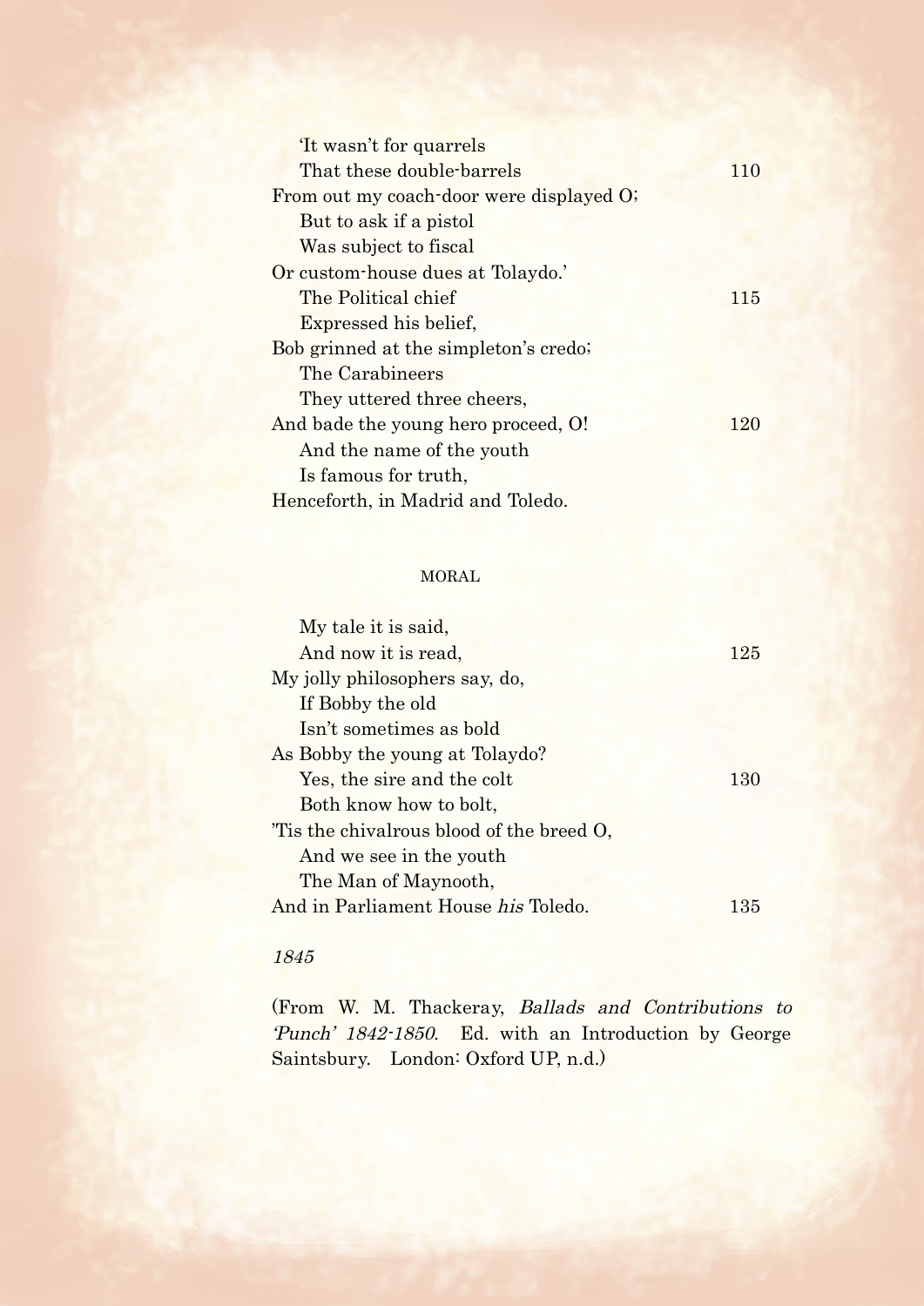'It wasn't for quarrels  
That these double-barrels  
From out my coach-door were displayed O;  
But to ask if a pistol  
Was subject to fiscal  
Or custom-house dues at Tolaydo.'  
The Political chief  
Expressed his belief,  
Bob grinned at the simpleton's credo;  
The Carabineers  
They uttered three cheers,  
And bade the young hero proceed, O!  
And the name of the youth  
Is famous for truth,  
Henceforth, in Madrid and Toledo.

MORAL

My tale it is said,  
And now it is read,  
My jolly philosophers say, do,  
If Bobby the old  
Isn't sometimes as bold  
As Bobby the young at Tolaydo?  
Yes, the sire and the colt  
Both know how to bolt,  
'Tis the chivalrous blood of the breed O,  
And we see in the youth  
The Man of Maynooth,  
And in Parliament House *his* Toledo.

*1845*

(From W. M. Thackeray, *Ballads and Contributions to 'Punch' 1842-1850*. Ed. with an Introduction by George Saintsbury. London: Oxford UP, n.d.)